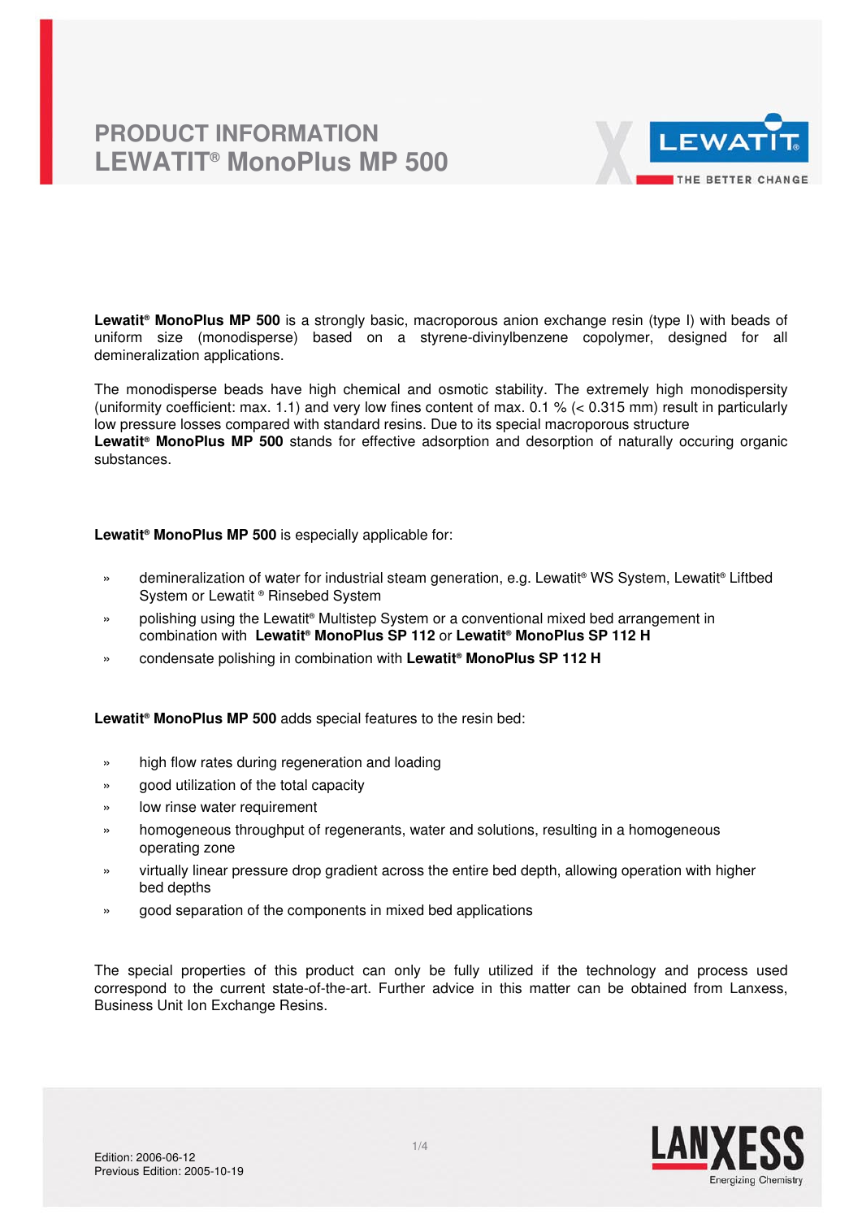# PRODUCT INFORMATION
# LEWATIT® MonoPlus MP 500

**Lewatit® MonoPlus MP 500** is a strongly basic, macroporous anion exchange resin (type I) with beads of uniform size (monodisperse) based on a styrene-divinylbenzene copolymer, designed for all demineralization applications.

The monodisperse beads have high chemical and osmotic stability. The extremely high monodispersity (uniformity coefficient: max. 1.1) and very low fines content of max. 0.1 % (< 0.315 mm) result in particularly low pressure losses compared with standard resins. Due to its special macroporous structure **Lewatit® MonoPlus MP 500** stands for effective adsorption and desorption of naturally occuring organic substances.

**Lewatit® MonoPlus MP 500** is especially applicable for:

- demineralization of water for industrial steam generation, e.g. Lewatit® WS System, Lewatit® Liftbed System or Lewatit ® Rinsebed System
- polishing using the Lewatit® Multistep System or a conventional mixed bed arrangement in combination with **Lewatit® MonoPlus SP 112** or **Lewatit® MonoPlus SP 112 H**
- condensate polishing in combination with **Lewatit® MonoPlus SP 112 H**

**Lewatit® MonoPlus MP 500** adds special features to the resin bed:

- high flow rates during regeneration and loading
- good utilization of the total capacity
- low rinse water requirement
- homogeneous throughput of regenerants, water and solutions, resulting in a homogeneous operating zone
- virtually linear pressure drop gradient across the entire bed depth, allowing operation with higher bed depths
- good separation of the components in mixed bed applications

The special properties of this product can only be fully utilized if the technology and process used correspond to the current state-of-the-art. Further advice in this matter can be obtained from Lanxess, Business Unit Ion Exchange Resins.

Edition: 2006-06-12
Previous Edition: 2005-10-19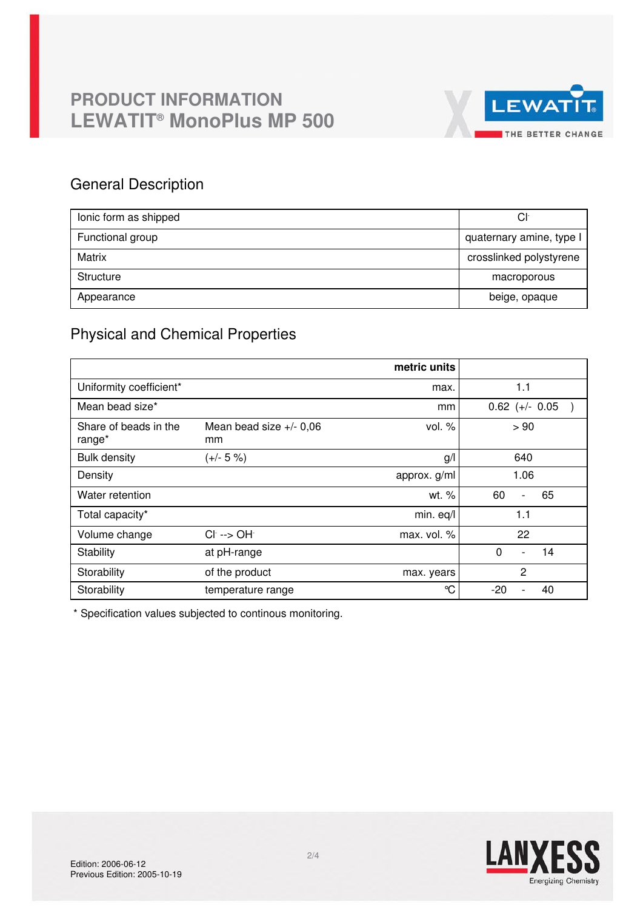# PRODUCT INFORMATION
# LEWATIT® MonoPlus MP 500

## General Description

| | |
|---|---|
| Ionic form as shipped | $Cl^-$ |
| Functional group | quaternary amine, type I |
| Matrix | crosslinked polystyrene |
| Structure | macroporous |
| Appearance | beige, opaque |

## Physical and Chemical Properties

| | | metric units | |
|---|---|---|---|
| Uniformity coefficient* | | max. | 1.1 |
| Mean bead size* | | mm | 0.62 (+/- 0.05 ) |
| Share of beads in the range* | Mean bead size +/- 0,06 mm | vol. % | > 90 |
| Bulk density | (+/- 5 %) | g/l | 640 |
| Density | | approx. g/ml | 1.06 |
| Water retention | | wt. % | 60 - 65 |
| Total capacity* | | min. eq/l | 1.1 |
| Volume change | $Cl^-$ --> $OH^-$ | max. vol. % | 22 |
| Stability | at pH-range | | 0 - 14 |
| Storability | of the product | max. years | 2 |
| Storability | temperature range | °C | -20 - 40 |

* Specification values subjected to continous monitoring.

Edition: 2006-06-12
Previous Edition: 2005-10-19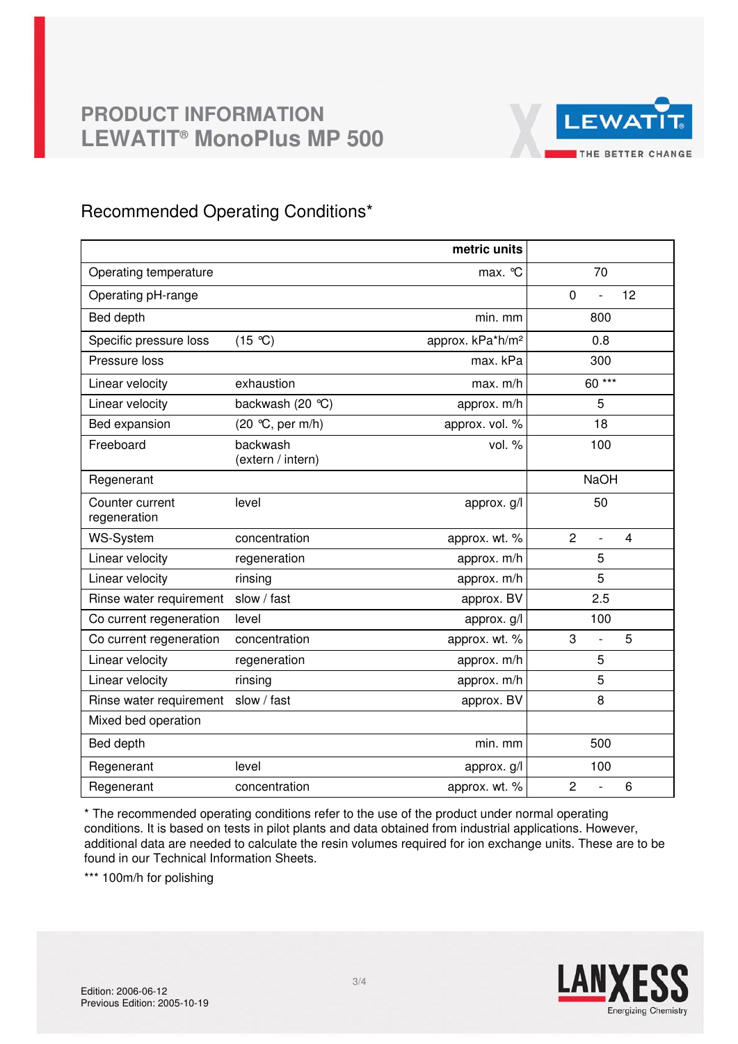PRODUCT INFORMATION
LEWATIT® MonoPlus MP 500

## Recommended Operating Conditions*

| | | metric units | |
|---|---|---|---|
| Operating temperature | | max. °C | 70 |
| Operating pH-range | | | 0 - 12 |
| Bed depth | | min. mm | 800 |
| Specific pressure loss | (15 °C) | approx. kPa*h/m² | 0.8 |
| Pressure loss | | max. kPa | 300 |
| Linear velocity | exhaustion | max. m/h | 60 *** |
| Linear velocity | backwash (20 °C) | approx. m/h | 5 |
| Bed expansion | (20 °C, per m/h) | approx. vol. % | 18 |
| Freeboard | backwash (extern / intern) | vol. % | 100 |
| Regenerant | | | NaOH |
| Counter current regeneration | level | approx. g/l | 50 |
| WS-System | concentration | approx. wt. % | 2 - 4 |
| Linear velocity | regeneration | approx. m/h | 5 |
| Linear velocity | rinsing | approx. m/h | 5 |
| Rinse water requirement | slow / fast | approx. BV | 2.5 |
| Co current regeneration | level | approx. g/l | 100 |
| Co current regeneration | concentration | approx. wt. % | 3 - 5 |
| Linear velocity | regeneration | approx. m/h | 5 |
| Linear velocity | rinsing | approx. m/h | 5 |
| Rinse water requirement | slow / fast | approx. BV | 8 |
| Mixed bed operation | | | |
| Bed depth | | min. mm | 500 |
| Regenerant | level | approx. g/l | 100 |
| Regenerant | concentration | approx. wt. % | 2 - 6 |

* The recommended operating conditions refer to the use of the product under normal operating conditions. It is based on tests in pilot plants and data obtained from industrial applications. However, additional data are needed to calculate the resin volumes required for ion exchange units. These are to be found in our Technical Information Sheets.

*** 100m/h for polishing

Edition: 2006-06-12
Previous Edition: 2005-10-19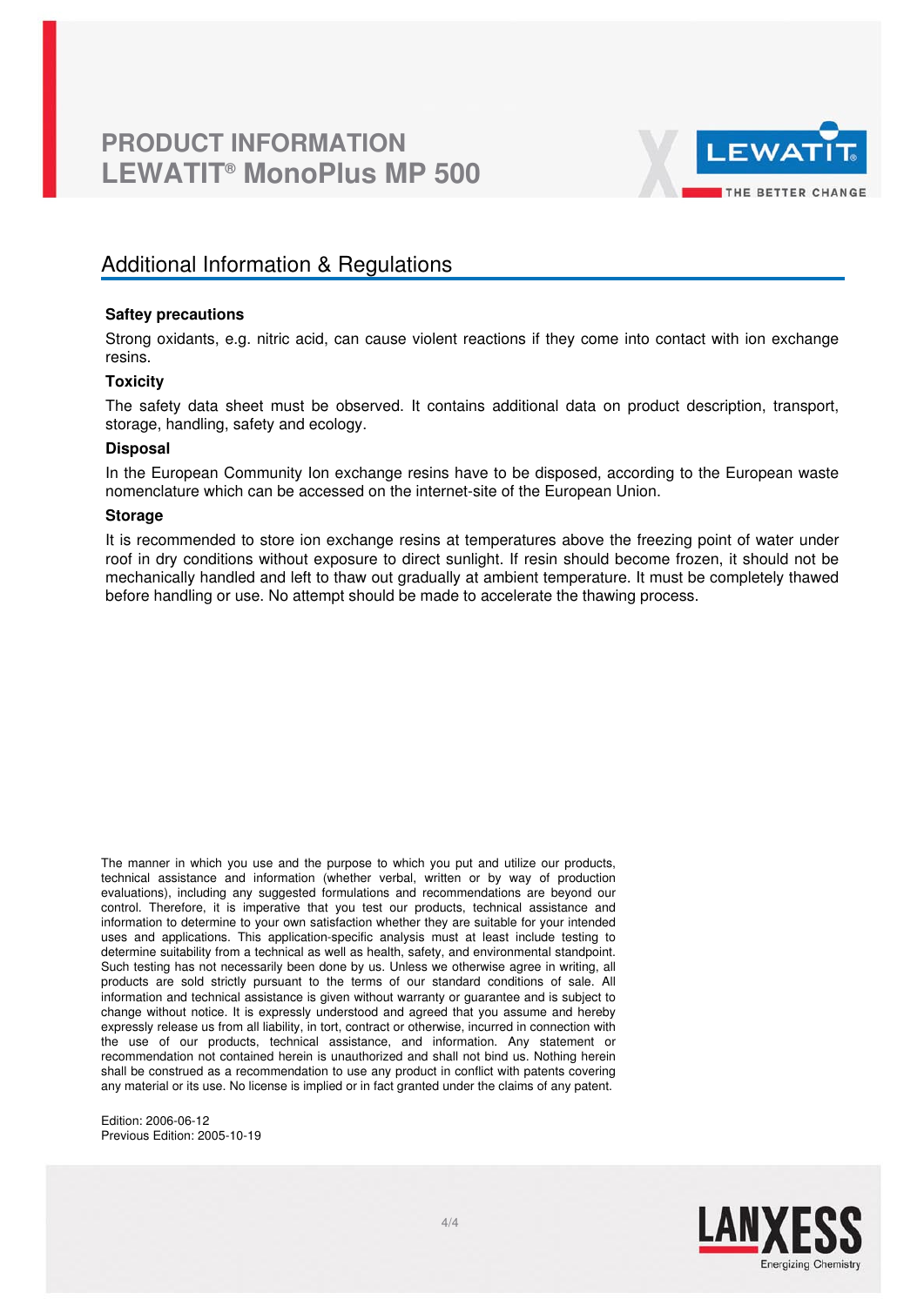# PRODUCT INFORMATION
# LEWATIT® MonoPlus MP 500

## Additional Information & Regulations

### Saftey precautions

Strong oxidants, e.g. nitric acid, can cause violent reactions if they come into contact with ion exchange resins.

### Toxicity

The safety data sheet must be observed. It contains additional data on product description, transport, storage, handling, safety and ecology.

### Disposal

In the European Community Ion exchange resins have to be disposed, according to the European waste nomenclature which can be accessed on the internet-site of the European Union.

### Storage

It is recommended to store ion exchange resins at temperatures above the freezing point of water under roof in dry conditions without exposure to direct sunlight. If resin should become frozen, it should not be mechanically handled and left to thaw out gradually at ambient temperature. It must be completely thawed before handling or use. No attempt should be made to accelerate the thawing process.

The manner in which you use and the purpose to which you put and utilize our products, technical assistance and information (whether verbal, written or by way of production evaluations), including any suggested formulations and recommendations are beyond our control. Therefore, it is imperative that you test our products, technical assistance and information to determine to your own satisfaction whether they are suitable for your intended uses and applications. This application-specific analysis must at least include testing to determine suitability from a technical as well as health, safety, and environmental standpoint. Such testing has not necessarily been done by us. Unless we otherwise agree in writing, all products are sold strictly pursuant to the terms of our standard conditions of sale. All information and technical assistance is given without warranty or guarantee and is subject to change without notice. It is expressly understood and agreed that you assume and hereby expressly release us from all liability, in tort, contract or otherwise, incurred in connection with the use of our products, technical assistance, and information. Any statement or recommendation not contained herein is unauthorized and shall not bind us. Nothing herein shall be construed as a recommendation to use any product in conflict with patents covering any material or its use. No license is implied or in fact granted under the claims of any patent.

Edition: 2006-06-12
Previous Edition: 2005-10-19